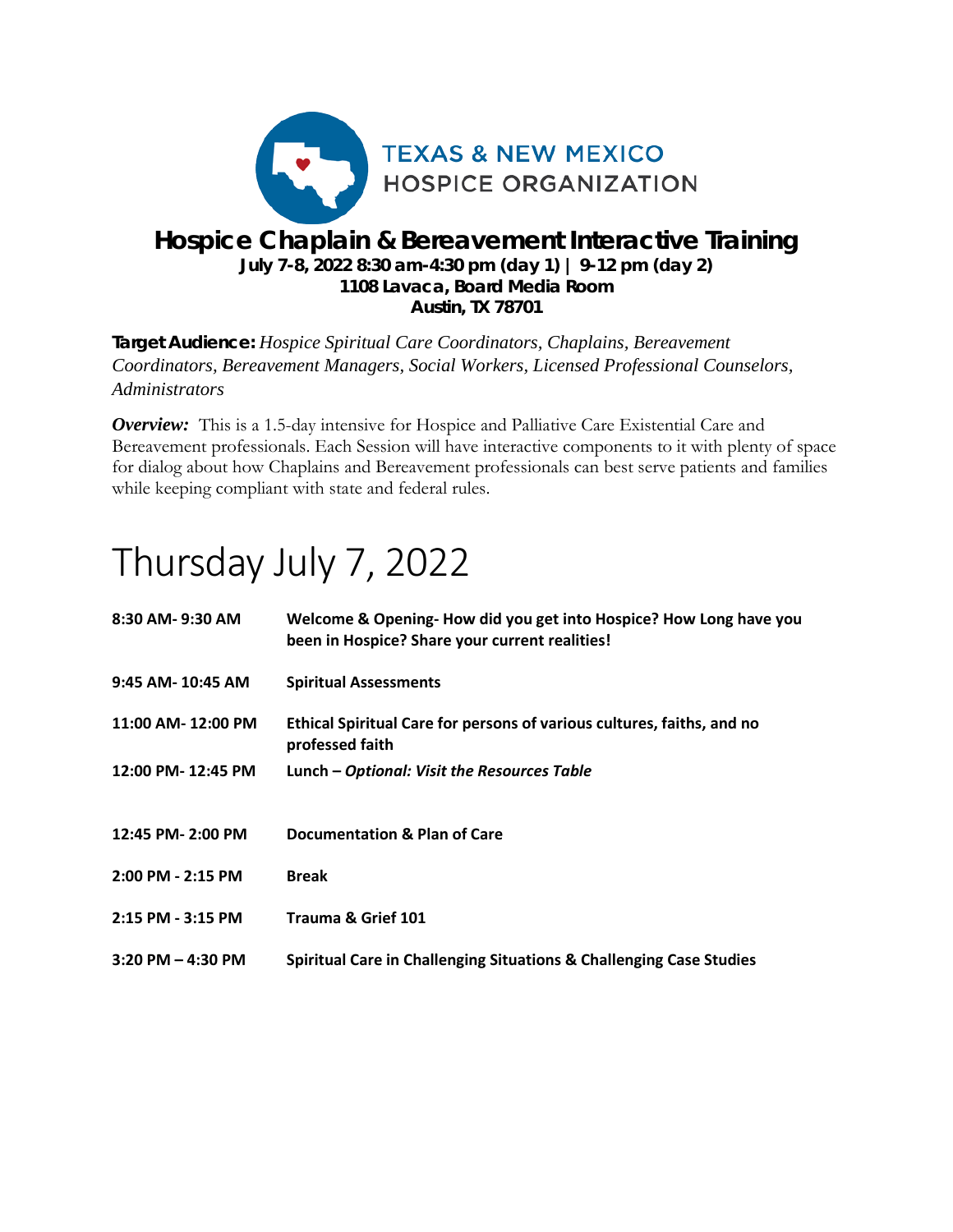TEXAS & NEW MEXICO
HOSPICE ORGANIZATION

# Hospice Chaplain & Bereavement Interactive Training

**July 7-8, 2022 8:30 am-4:30 pm (day 1) | 9-12 pm (day 2)**
**1108 Lavaca, Board Media Room**
**Austin, TX 78701**

**Target Audience:** *Hospice Spiritual Care Coordinators, Chaplains, Bereavement Coordinators, Bereavement Managers, Social Workers, Licensed Professional Counselors, Administrators*

***Overview:*** This is a 1.5-day intensive for Hospice and Palliative Care Existential Care and Bereavement professionals. Each Session will have interactive components to it with plenty of space for dialog about how Chaplains and Bereavement professionals can best serve patients and families while keeping compliant with state and federal rules.

## Thursday July 7, 2022

| | |
|---|---|
| **8:30 AM- 9:30 AM** | **Welcome & Opening- How did you get into Hospice? How Long have you been in Hospice? Share your current realities!** |
| **9:45 AM- 10:45 AM** | **Spiritual Assessments** |
| **11:00 AM- 12:00 PM** | **Ethical Spiritual Care for persons of various cultures, faiths, and no professed faith** |
| **12:00 PM- 12:45 PM** | **Lunch – *Optional: Visit the Resources Table*** |
| **12:45 PM- 2:00 PM** | **Documentation & Plan of Care** |
| **2:00 PM - 2:15 PM** | **Break** |
| **2:15 PM - 3:15 PM** | **Trauma & Grief 101** |
| **3:20 PM – 4:30 PM** | **Spiritual Care in Challenging Situations & Challenging Case Studies** |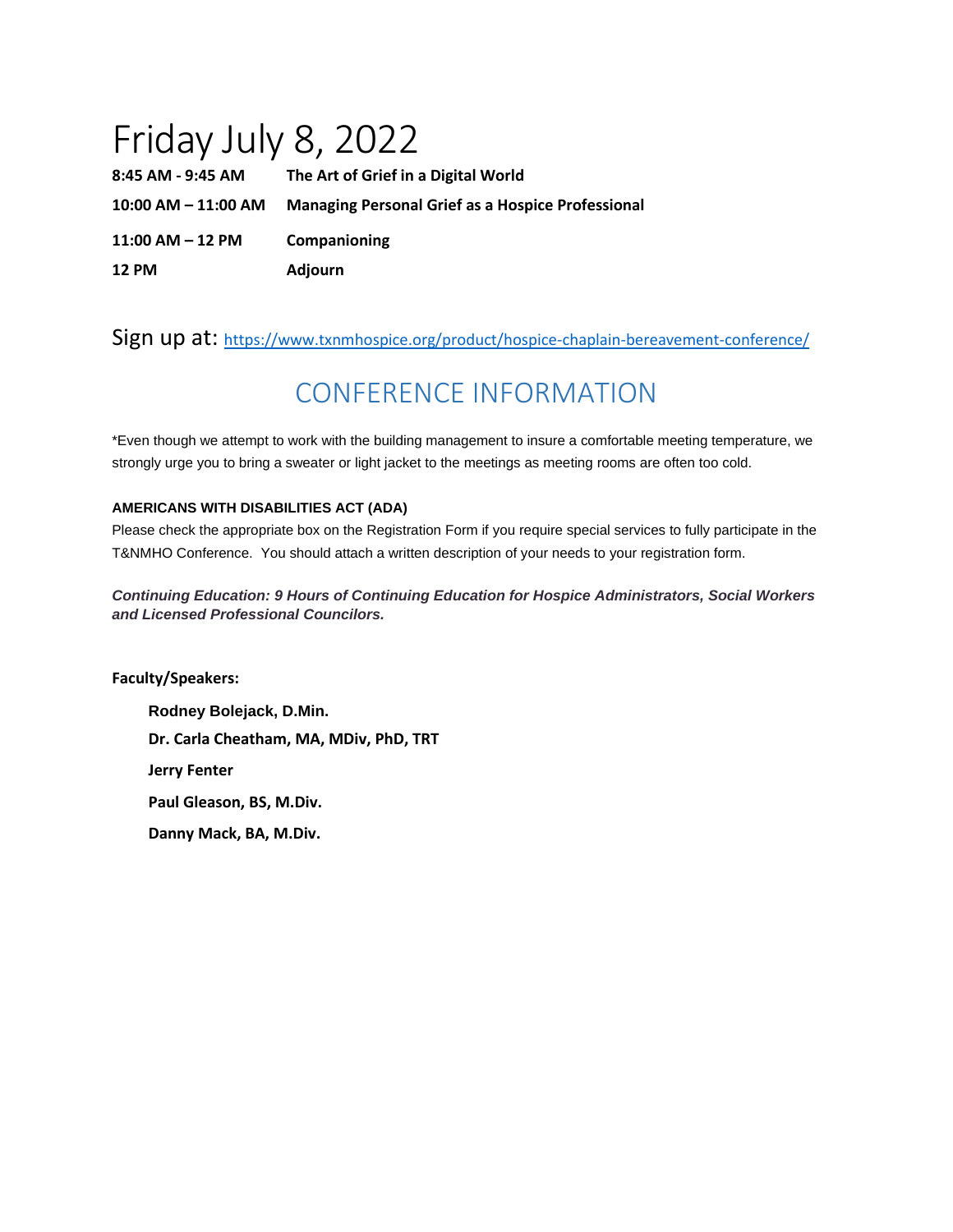# Friday July 8, 2022

| | |
|---|---|
| **8:45 AM - 9:45 AM** | **The Art of Grief in a Digital World** |
| **10:00 AM – 11:00 AM** | **Managing Personal Grief as a Hospice Professional** |
| **11:00 AM – 12 PM** | **Companioning** |
| **12 PM** | **Adjourn** |

Sign up at: https://www.txnmhospice.org/product/hospice-chaplain-bereavement-conference/

## CONFERENCE INFORMATION

*Even though we attempt to work with the building management to insure a comfortable meeting temperature, we strongly urge you to bring a sweater or light jacket to the meetings as meeting rooms are often too cold.

**AMERICANS WITH DISABILITIES ACT (ADA)**

Please check the appropriate box on the Registration Form if you require special services to fully participate in the T&NMHO Conference. You should attach a written description of your needs to your registration form.

***Continuing Education: 9 Hours of Continuing Education for Hospice Administrators, Social Workers and Licensed Professional Councilors.***

**Faculty/Speakers:**

- **Rodney Bolejack, D.Min.**
- **Dr. Carla Cheatham, MA, MDiv, PhD, TRT**
- **Jerry Fenter**
- **Paul Gleason, BS, M.Div.**
- **Danny Mack, BA, M.Div.**